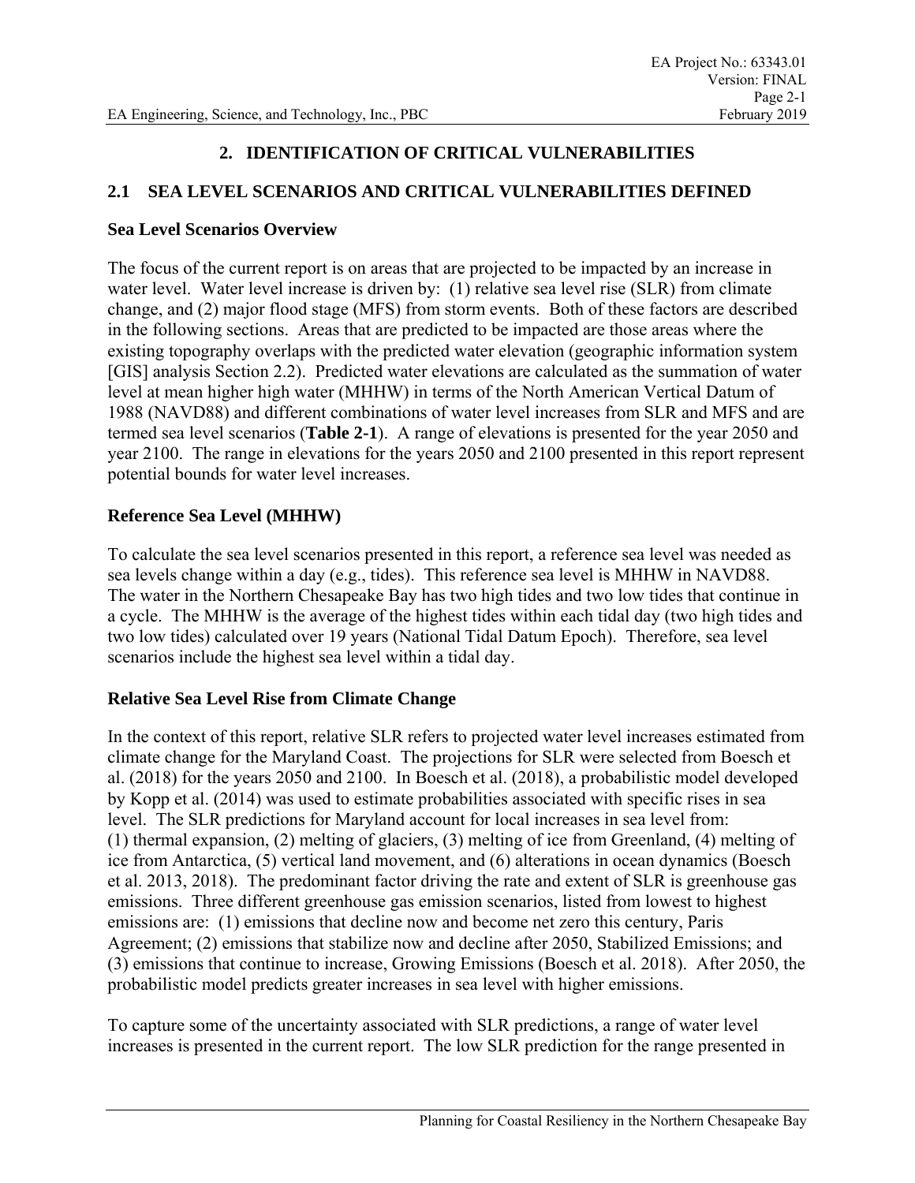# 2. IDENTIFICATION OF CRITICAL VULNERABILITIES

## 2.1 SEA LEVEL SCENARIOS AND CRITICAL VULNERABILITIES DEFINED

### Sea Level Scenarios Overview

The focus of the current report is on areas that are projected to be impacted by an increase in water level. Water level increase is driven by: (1) relative sea level rise (SLR) from climate change, and (2) major flood stage (MFS) from storm events. Both of these factors are described in the following sections. Areas that are predicted to be impacted are those areas where the existing topography overlaps with the predicted water elevation (geographic information system [GIS] analysis Section 2.2). Predicted water elevations are calculated as the summation of water level at mean higher high water (MHHW) in terms of the North American Vertical Datum of 1988 (NAVD88) and different combinations of water level increases from SLR and MFS and are termed sea level scenarios (**Table 2-1**). A range of elevations is presented for the year 2050 and year 2100. The range in elevations for the years 2050 and 2100 presented in this report represent potential bounds for water level increases.

### Reference Sea Level (MHHW)

To calculate the sea level scenarios presented in this report, a reference sea level was needed as sea levels change within a day (e.g., tides). This reference sea level is MHHW in NAVD88. The water in the Northern Chesapeake Bay has two high tides and two low tides that continue in a cycle. The MHHW is the average of the highest tides within each tidal day (two high tides and two low tides) calculated over 19 years (National Tidal Datum Epoch). Therefore, sea level scenarios include the highest sea level within a tidal day.

### Relative Sea Level Rise from Climate Change

In the context of this report, relative SLR refers to projected water level increases estimated from climate change for the Maryland Coast. The projections for SLR were selected from Boesch et al. (2018) for the years 2050 and 2100. In Boesch et al. (2018), a probabilistic model developed by Kopp et al. (2014) was used to estimate probabilities associated with specific rises in sea level. The SLR predictions for Maryland account for local increases in sea level from: (1) thermal expansion, (2) melting of glaciers, (3) melting of ice from Greenland, (4) melting of ice from Antarctica, (5) vertical land movement, and (6) alterations in ocean dynamics (Boesch et al. 2013, 2018). The predominant factor driving the rate and extent of SLR is greenhouse gas emissions. Three different greenhouse gas emission scenarios, listed from lowest to highest emissions are: (1) emissions that decline now and become net zero this century, Paris Agreement; (2) emissions that stabilize now and decline after 2050, Stabilized Emissions; and (3) emissions that continue to increase, Growing Emissions (Boesch et al. 2018). After 2050, the probabilistic model predicts greater increases in sea level with higher emissions.

To capture some of the uncertainty associated with SLR predictions, a range of water level increases is presented in the current report. The low SLR prediction for the range presented in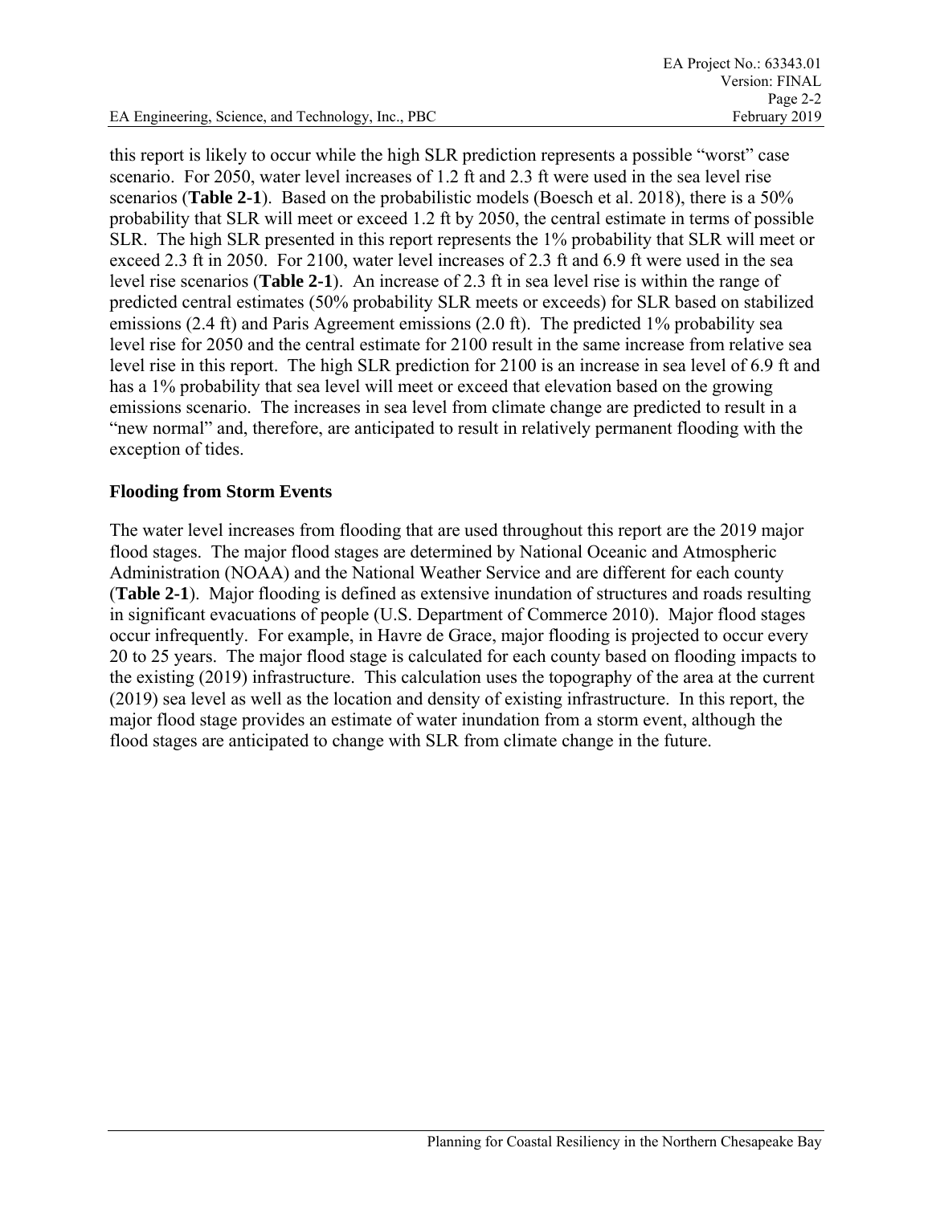this report is likely to occur while the high SLR prediction represents a possible "worst" case scenario. For 2050, water level increases of 1.2 ft and 2.3 ft were used in the sea level rise scenarios (**Table 2-1**). Based on the probabilistic models (Boesch et al. 2018), there is a 50% probability that SLR will meet or exceed 1.2 ft by 2050, the central estimate in terms of possible SLR. The high SLR presented in this report represents the 1% probability that SLR will meet or exceed 2.3 ft in 2050. For 2100, water level increases of 2.3 ft and 6.9 ft were used in the sea level rise scenarios (**Table 2-1**). An increase of 2.3 ft in sea level rise is within the range of predicted central estimates (50% probability SLR meets or exceeds) for SLR based on stabilized emissions (2.4 ft) and Paris Agreement emissions (2.0 ft). The predicted 1% probability sea level rise for 2050 and the central estimate for 2100 result in the same increase from relative sea level rise in this report. The high SLR prediction for 2100 is an increase in sea level of 6.9 ft and has a 1% probability that sea level will meet or exceed that elevation based on the growing emissions scenario. The increases in sea level from climate change are predicted to result in a "new normal" and, therefore, are anticipated to result in relatively permanent flooding with the exception of tides.

### Flooding from Storm Events

The water level increases from flooding that are used throughout this report are the 2019 major flood stages. The major flood stages are determined by National Oceanic and Atmospheric Administration (NOAA) and the National Weather Service and are different for each county (**Table 2-1**). Major flooding is defined as extensive inundation of structures and roads resulting in significant evacuations of people (U.S. Department of Commerce 2010). Major flood stages occur infrequently. For example, in Havre de Grace, major flooding is projected to occur every 20 to 25 years. The major flood stage is calculated for each county based on flooding impacts to the existing (2019) infrastructure. This calculation uses the topography of the area at the current (2019) sea level as well as the location and density of existing infrastructure. In this report, the major flood stage provides an estimate of water inundation from a storm event, although the flood stages are anticipated to change with SLR from climate change in the future.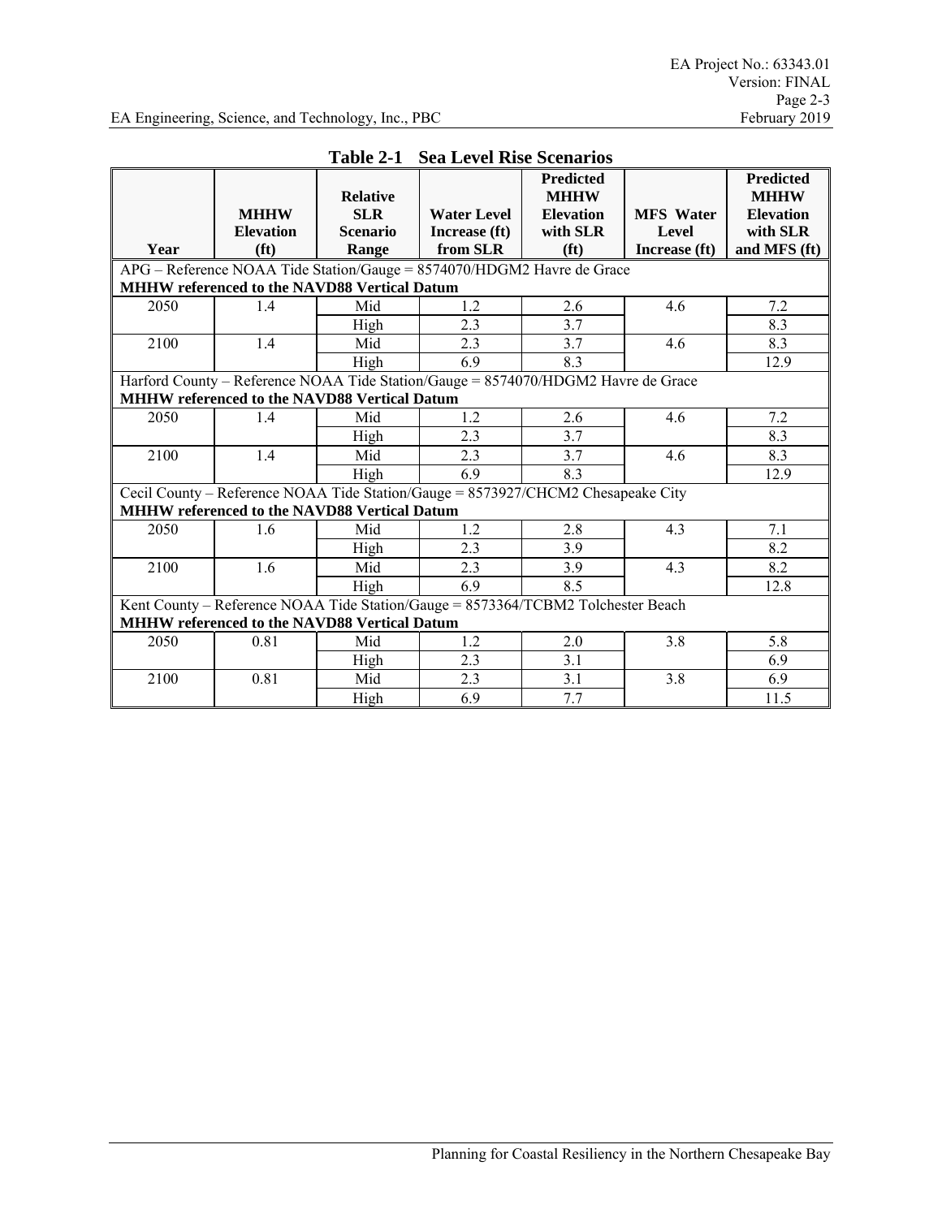**Table 2-1 Sea Level Rise Scenarios**

| Year | MHHW Elevation (ft) | Relative SLR Scenario Range | Water Level Increase (ft) from SLR | Predicted MHHW Elevation with SLR (ft) | MFS Water Level Increase (ft) | Predicted MHHW Elevation with SLR and MFS (ft) |
|---|---|---|---|---|---|---|
| APG – Reference NOAA Tide Station/Gauge = 8574070/HDGM2 Havre de Grace **MHHW referenced to the NAVD88 Vertical Datum** | | | | | | |
| 2050 | 1.4 | Mid | 1.2 | 2.6 | 4.6 | 7.2 |
| | | High | 2.3 | 3.7 | | 8.3 |
| 2100 | 1.4 | Mid | 2.3 | 3.7 | 4.6 | 8.3 |
| | | High | 6.9 | 8.3 | | 12.9 |
| Harford County – Reference NOAA Tide Station/Gauge = 8574070/HDGM2 Havre de Grace **MHHW referenced to the NAVD88 Vertical Datum** | | | | | | |
| 2050 | 1.4 | Mid | 1.2 | 2.6 | 4.6 | 7.2 |
| | | High | 2.3 | 3.7 | | 8.3 |
| 2100 | 1.4 | Mid | 2.3 | 3.7 | 4.6 | 8.3 |
| | | High | 6.9 | 8.3 | | 12.9 |
| Cecil County – Reference NOAA Tide Station/Gauge = 8573927/CHCM2 Chesapeake City **MHHW referenced to the NAVD88 Vertical Datum** | | | | | | |
| 2050 | 1.6 | Mid | 1.2 | 2.8 | 4.3 | 7.1 |
| | | High | 2.3 | 3.9 | | 8.2 |
| 2100 | 1.6 | Mid | 2.3 | 3.9 | 4.3 | 8.2 |
| | | High | 6.9 | 8.5 | | 12.8 |
| Kent County – Reference NOAA Tide Station/Gauge = 8573364/TCBM2 Tolchester Beach **MHHW referenced to the NAVD88 Vertical Datum** | | | | | | |
| 2050 | 0.81 | Mid | 1.2 | 2.0 | 3.8 | 5.8 |
| | | High | 2.3 | 3.1 | | 6.9 |
| 2100 | 0.81 | Mid | 2.3 | 3.1 | 3.8 | 6.9 |
| | | High | 6.9 | 7.7 | | 11.5 |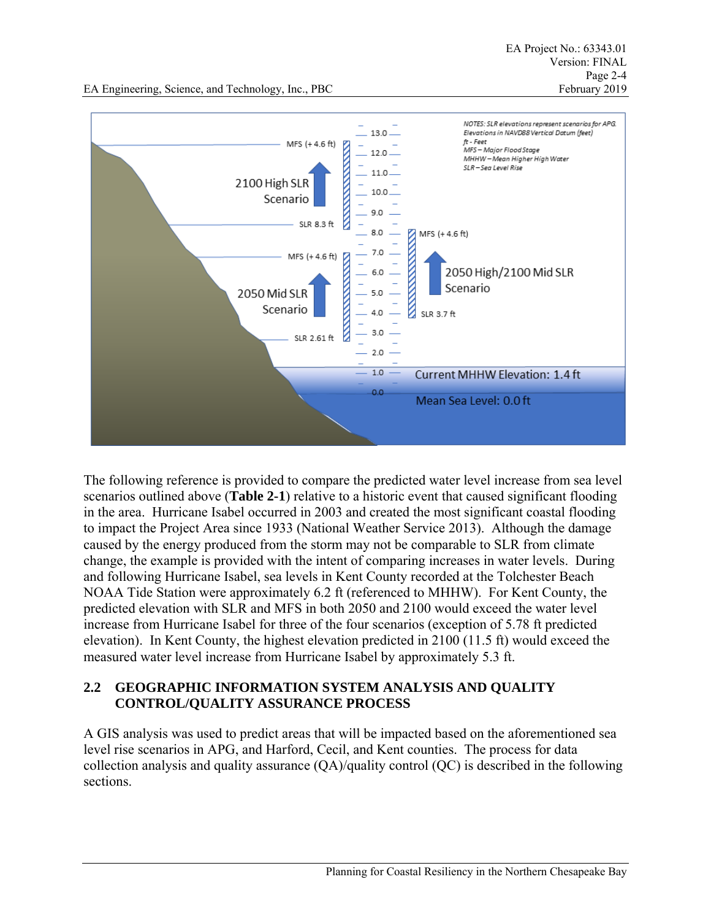The following reference is provided to compare the predicted water level increase from sea level scenarios outlined above (**Table 2-1**) relative to a historic event that caused significant flooding in the area. Hurricane Isabel occurred in 2003 and created the most significant coastal flooding to impact the Project Area since 1933 (National Weather Service 2013). Although the damage caused by the energy produced from the storm may not be comparable to SLR from climate change, the example is provided with the intent of comparing increases in water levels. During and following Hurricane Isabel, sea levels in Kent County recorded at the Tolchester Beach NOAA Tide Station were approximately 6.2 ft (referenced to MHHW). For Kent County, the predicted elevation with SLR and MFS in both 2050 and 2100 would exceed the water level increase from Hurricane Isabel for three of the four scenarios (exception of 5.78 ft predicted elevation). In Kent County, the highest elevation predicted in 2100 (11.5 ft) would exceed the measured water level increase from Hurricane Isabel by approximately 5.3 ft.

## 2.2 GEOGRAPHIC INFORMATION SYSTEM ANALYSIS AND QUALITY CONTROL/QUALITY ASSURANCE PROCESS

A GIS analysis was used to predict areas that will be impacted based on the aforementioned sea level rise scenarios in APG, and Harford, Cecil, and Kent counties. The process for data collection analysis and quality assurance (QA)/quality control (QC) is described in the following sections.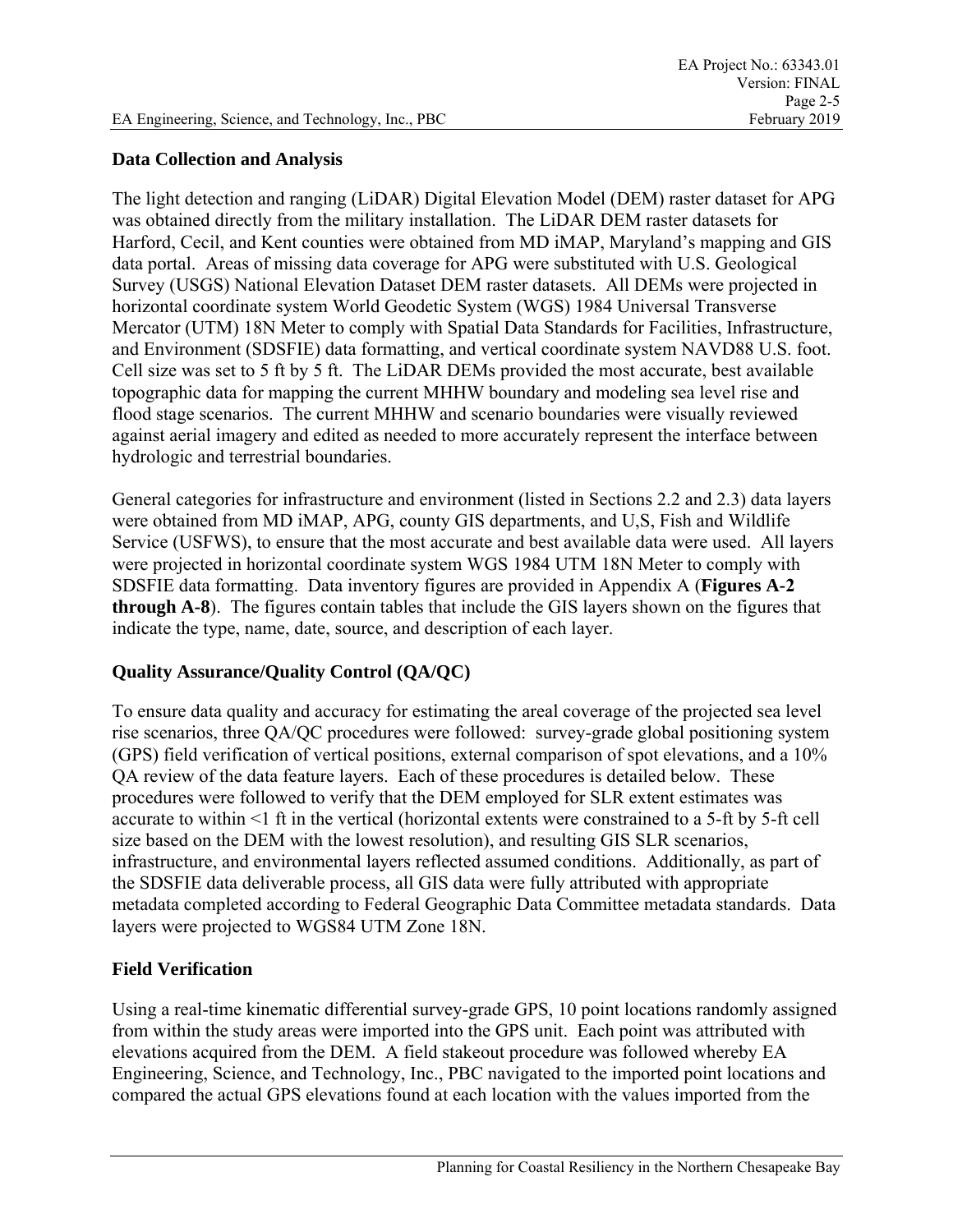### Data Collection and Analysis

The light detection and ranging (LiDAR) Digital Elevation Model (DEM) raster dataset for APG was obtained directly from the military installation. The LiDAR DEM raster datasets for Harford, Cecil, and Kent counties were obtained from MD iMAP, Maryland's mapping and GIS data portal. Areas of missing data coverage for APG were substituted with U.S. Geological Survey (USGS) National Elevation Dataset DEM raster datasets. All DEMs were projected in horizontal coordinate system World Geodetic System (WGS) 1984 Universal Transverse Mercator (UTM) 18N Meter to comply with Spatial Data Standards for Facilities, Infrastructure, and Environment (SDSFIE) data formatting, and vertical coordinate system NAVD88 U.S. foot. Cell size was set to 5 ft by 5 ft. The LiDAR DEMs provided the most accurate, best available topographic data for mapping the current MHHW boundary and modeling sea level rise and flood stage scenarios. The current MHHW and scenario boundaries were visually reviewed against aerial imagery and edited as needed to more accurately represent the interface between hydrologic and terrestrial boundaries.

General categories for infrastructure and environment (listed in Sections 2.2 and 2.3) data layers were obtained from MD iMAP, APG, county GIS departments, and U,S, Fish and Wildlife Service (USFWS), to ensure that the most accurate and best available data were used. All layers were projected in horizontal coordinate system WGS 1984 UTM 18N Meter to comply with SDSFIE data formatting. Data inventory figures are provided in Appendix A (**Figures A-2 through A-8**). The figures contain tables that include the GIS layers shown on the figures that indicate the type, name, date, source, and description of each layer.

### Quality Assurance/Quality Control (QA/QC)

To ensure data quality and accuracy for estimating the areal coverage of the projected sea level rise scenarios, three QA/QC procedures were followed: survey-grade global positioning system (GPS) field verification of vertical positions, external comparison of spot elevations, and a 10% QA review of the data feature layers. Each of these procedures is detailed below. These procedures were followed to verify that the DEM employed for SLR extent estimates was accurate to within <1 ft in the vertical (horizontal extents were constrained to a 5-ft by 5-ft cell size based on the DEM with the lowest resolution), and resulting GIS SLR scenarios, infrastructure, and environmental layers reflected assumed conditions. Additionally, as part of the SDSFIE data deliverable process, all GIS data were fully attributed with appropriate metadata completed according to Federal Geographic Data Committee metadata standards. Data layers were projected to WGS84 UTM Zone 18N.

### Field Verification

Using a real-time kinematic differential survey-grade GPS, 10 point locations randomly assigned from within the study areas were imported into the GPS unit. Each point was attributed with elevations acquired from the DEM. A field stakeout procedure was followed whereby EA Engineering, Science, and Technology, Inc., PBC navigated to the imported point locations and compared the actual GPS elevations found at each location with the values imported from the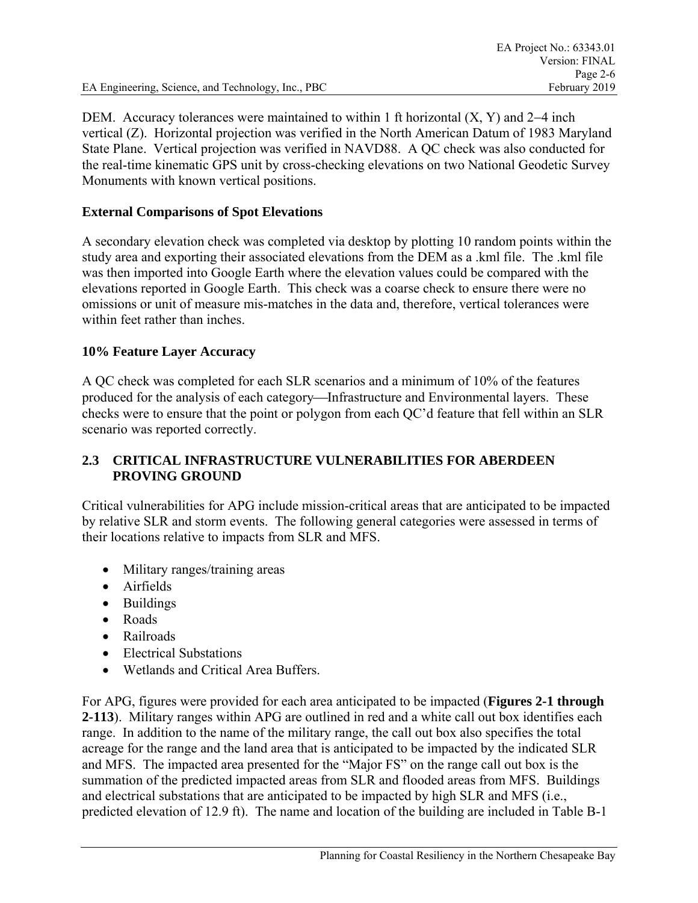DEM. Accuracy tolerances were maintained to within 1 ft horizontal (X, Y) and 2–4 inch vertical (Z). Horizontal projection was verified in the North American Datum of 1983 Maryland State Plane. Vertical projection was verified in NAVD88. A QC check was also conducted for the real-time kinematic GPS unit by cross-checking elevations on two National Geodetic Survey Monuments with known vertical positions.

**External Comparisons of Spot Elevations**

A secondary elevation check was completed via desktop by plotting 10 random points within the study area and exporting their associated elevations from the DEM as a .kml file. The .kml file was then imported into Google Earth where the elevation values could be compared with the elevations reported in Google Earth. This check was a coarse check to ensure there were no omissions or unit of measure mis-matches in the data and, therefore, vertical tolerances were within feet rather than inches.

**10% Feature Layer Accuracy**

A QC check was completed for each SLR scenarios and a minimum of 10% of the features produced for the analysis of each category—Infrastructure and Environmental layers. These checks were to ensure that the point or polygon from each QC'd feature that fell within an SLR scenario was reported correctly.

## 2.3 CRITICAL INFRASTRUCTURE VULNERABILITIES FOR ABERDEEN PROVING GROUND

Critical vulnerabilities for APG include mission-critical areas that are anticipated to be impacted by relative SLR and storm events. The following general categories were assessed in terms of their locations relative to impacts from SLR and MFS.

- Military ranges/training areas
- Airfields
- Buildings
- Roads
- Railroads
- Electrical Substations
- Wetlands and Critical Area Buffers.

For APG, figures were provided for each area anticipated to be impacted (**Figures 2-1 through 2-113**). Military ranges within APG are outlined in red and a white call out box identifies each range. In addition to the name of the military range, the call out box also specifies the total acreage for the range and the land area that is anticipated to be impacted by the indicated SLR and MFS. The impacted area presented for the "Major FS" on the range call out box is the summation of the predicted impacted areas from SLR and flooded areas from MFS. Buildings and electrical substations that are anticipated to be impacted by high SLR and MFS (i.e., predicted elevation of 12.9 ft). The name and location of the building are included in Table B-1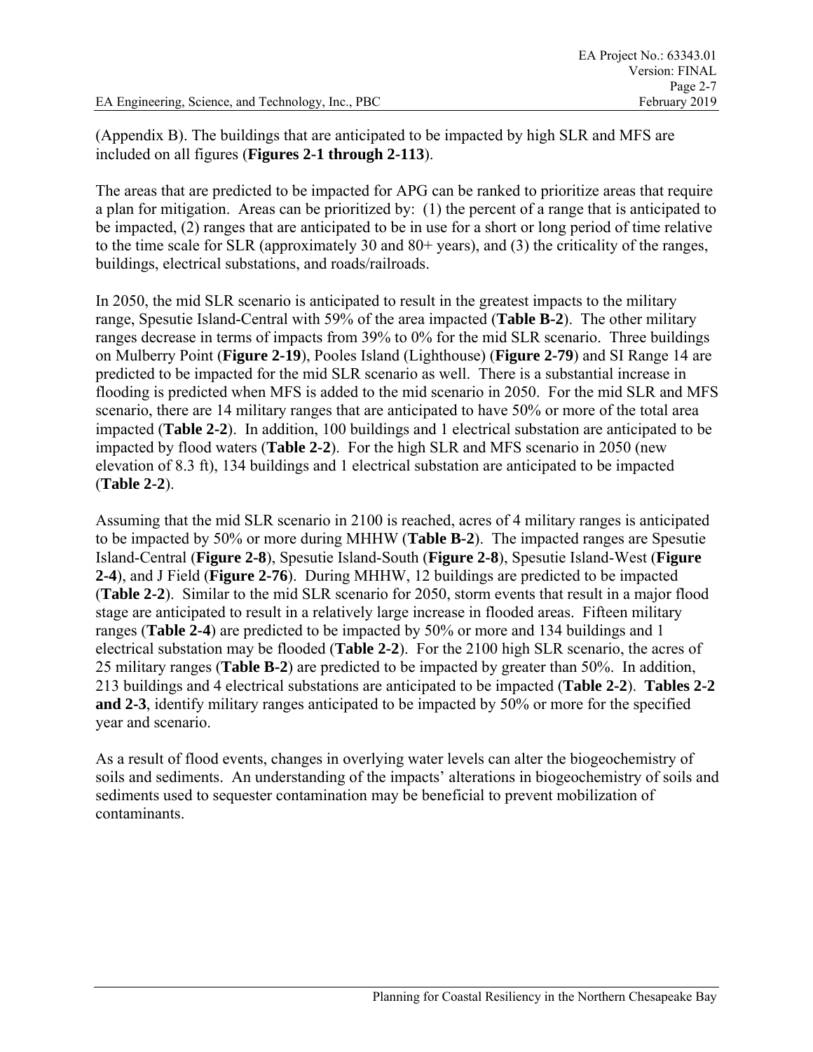(Appendix B). The buildings that are anticipated to be impacted by high SLR and MFS are included on all figures (**Figures 2-1 through 2-113**).

The areas that are predicted to be impacted for APG can be ranked to prioritize areas that require a plan for mitigation. Areas can be prioritized by: (1) the percent of a range that is anticipated to be impacted, (2) ranges that are anticipated to be in use for a short or long period of time relative to the time scale for SLR (approximately 30 and 80+ years), and (3) the criticality of the ranges, buildings, electrical substations, and roads/railroads.

In 2050, the mid SLR scenario is anticipated to result in the greatest impacts to the military range, Spesutie Island-Central with 59% of the area impacted (**Table B-2**). The other military ranges decrease in terms of impacts from 39% to 0% for the mid SLR scenario. Three buildings on Mulberry Point (**Figure 2-19**), Pooles Island (Lighthouse) (**Figure 2-79**) and SI Range 14 are predicted to be impacted for the mid SLR scenario as well. There is a substantial increase in flooding is predicted when MFS is added to the mid scenario in 2050. For the mid SLR and MFS scenario, there are 14 military ranges that are anticipated to have 50% or more of the total area impacted (**Table 2-2**). In addition, 100 buildings and 1 electrical substation are anticipated to be impacted by flood waters (**Table 2-2**). For the high SLR and MFS scenario in 2050 (new elevation of 8.3 ft), 134 buildings and 1 electrical substation are anticipated to be impacted (**Table 2-2**).

Assuming that the mid SLR scenario in 2100 is reached, acres of 4 military ranges is anticipated to be impacted by 50% or more during MHHW (**Table B-2**). The impacted ranges are Spesutie Island-Central (**Figure 2-8**), Spesutie Island-South (**Figure 2-8**), Spesutie Island-West (**Figure 2-4**), and J Field (**Figure 2-76**). During MHHW, 12 buildings are predicted to be impacted (**Table 2-2**). Similar to the mid SLR scenario for 2050, storm events that result in a major flood stage are anticipated to result in a relatively large increase in flooded areas. Fifteen military ranges (**Table 2-4**) are predicted to be impacted by 50% or more and 134 buildings and 1 electrical substation may be flooded (**Table 2-2**). For the 2100 high SLR scenario, the acres of 25 military ranges (**Table B-2**) are predicted to be impacted by greater than 50%. In addition, 213 buildings and 4 electrical substations are anticipated to be impacted (**Table 2-2**). **Tables 2-2 and 2-3**, identify military ranges anticipated to be impacted by 50% or more for the specified year and scenario.

As a result of flood events, changes in overlying water levels can alter the biogeochemistry of soils and sediments. An understanding of the impacts' alterations in biogeochemistry of soils and sediments used to sequester contamination may be beneficial to prevent mobilization of contaminants.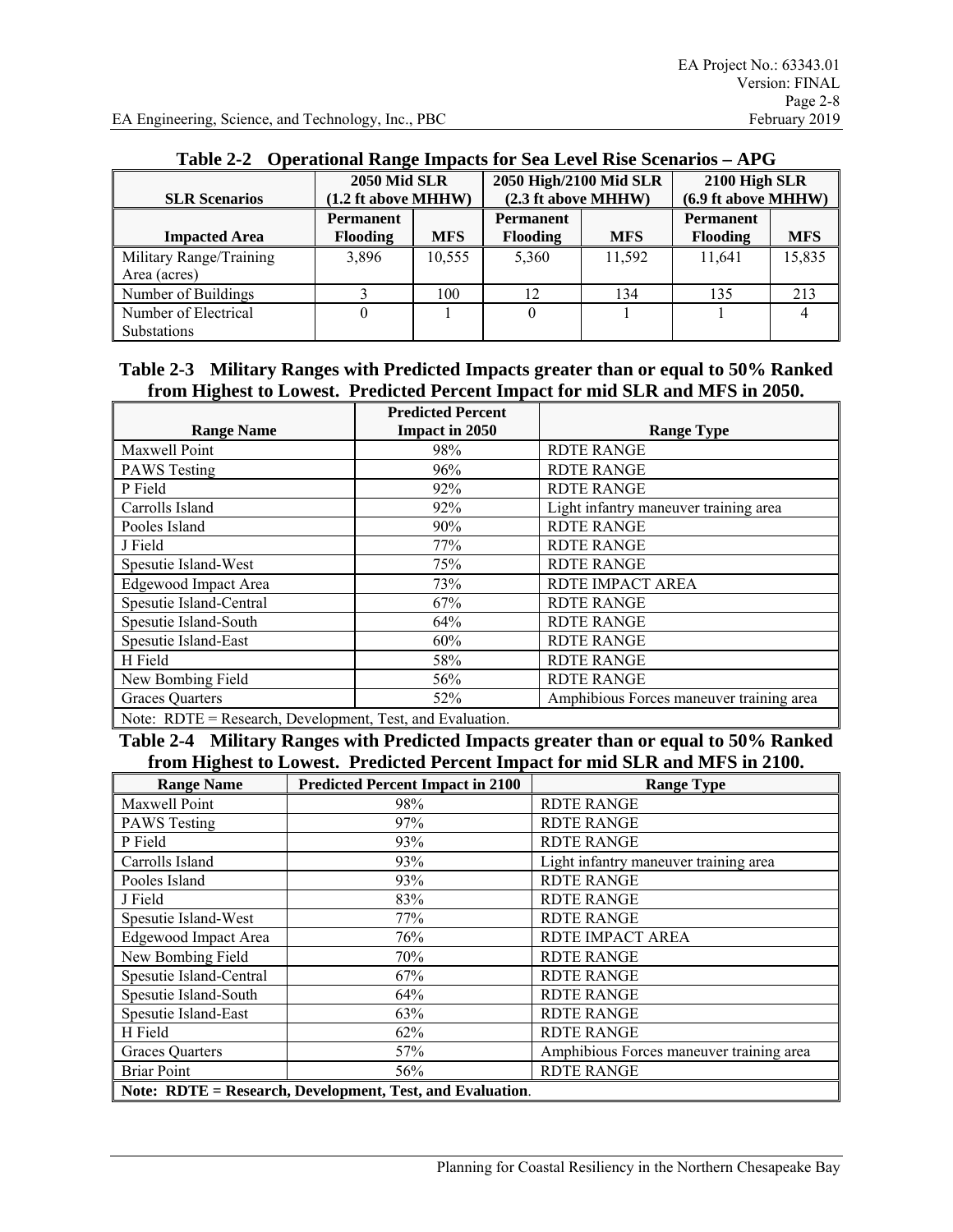**Table 2-2 Operational Range Impacts for Sea Level Rise Scenarios – APG**

| SLR Scenarios | 2050 Mid SLR (1.2 ft above MHHW) | | 2050 High/2100 Mid SLR (2.3 ft above MHHW) | | 2100 High SLR (6.9 ft above MHHW) | |
|---|---|---|---|---|---|---|
| **Impacted Area** | **Permanent Flooding** | **MFS** | **Permanent Flooding** | **MFS** | **Permanent Flooding** | **MFS** |
| Military Range/Training Area (acres) | 3,896 | 10,555 | 5,360 | 11,592 | 11,641 | 15,835 |
| Number of Buildings | 3 | 100 | 12 | 134 | 135 | 213 |
| Number of Electrical Substations | 0 | 1 | 0 | 1 | 1 | 4 |

**Table 2-3 Military Ranges with Predicted Impacts greater than or equal to 50% Ranked from Highest to Lowest. Predicted Percent Impact for mid SLR and MFS in 2050.**

| Range Name | Predicted Percent Impact in 2050 | Range Type |
|---|---|---|
| Maxwell Point | 98% | RDTE RANGE |
| PAWS Testing | 96% | RDTE RANGE |
| P Field | 92% | RDTE RANGE |
| Carrolls Island | 92% | Light infantry maneuver training area |
| Pooles Island | 90% | RDTE RANGE |
| J Field | 77% | RDTE RANGE |
| Spesutie Island-West | 75% | RDTE RANGE |
| Edgewood Impact Area | 73% | RDTE IMPACT AREA |
| Spesutie Island-Central | 67% | RDTE RANGE |
| Spesutie Island-South | 64% | RDTE RANGE |
| Spesutie Island-East | 60% | RDTE RANGE |
| H Field | 58% | RDTE RANGE |
| New Bombing Field | 56% | RDTE RANGE |
| Graces Quarters | 52% | Amphibious Forces maneuver training area |

Note: RDTE = Research, Development, Test, and Evaluation.

**Table 2-4 Military Ranges with Predicted Impacts greater than or equal to 50% Ranked from Highest to Lowest. Predicted Percent Impact for mid SLR and MFS in 2100.**

| Range Name | Predicted Percent Impact in 2100 | Range Type |
|---|---|---|
| Maxwell Point | 98% | RDTE RANGE |
| PAWS Testing | 97% | RDTE RANGE |
| P Field | 93% | RDTE RANGE |
| Carrolls Island | 93% | Light infantry maneuver training area |
| Pooles Island | 93% | RDTE RANGE |
| J Field | 83% | RDTE RANGE |
| Spesutie Island-West | 77% | RDTE RANGE |
| Edgewood Impact Area | 76% | RDTE IMPACT AREA |
| New Bombing Field | 70% | RDTE RANGE |
| Spesutie Island-Central | 67% | RDTE RANGE |
| Spesutie Island-South | 64% | RDTE RANGE |
| Spesutie Island-East | 63% | RDTE RANGE |
| H Field | 62% | RDTE RANGE |
| Graces Quarters | 57% | Amphibious Forces maneuver training area |
| Briar Point | 56% | RDTE RANGE |

**Note: RDTE = Research, Development, Test, and Evaluation**.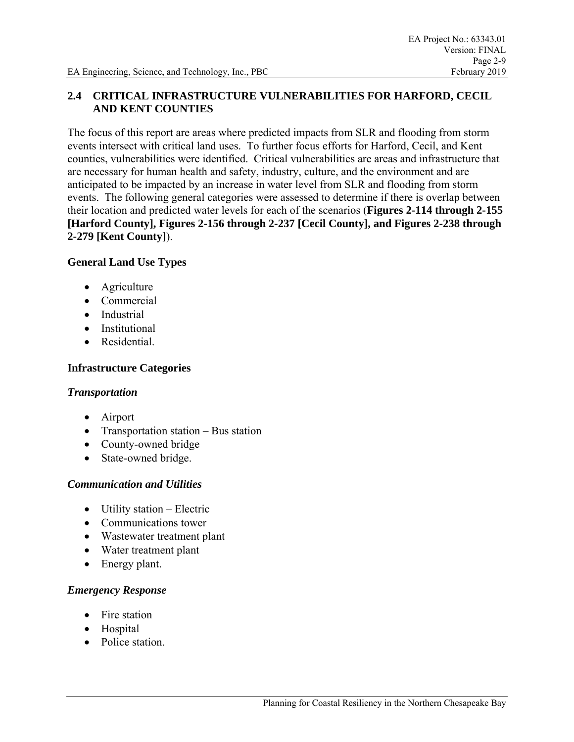## 2.4 CRITICAL INFRASTRUCTURE VULNERABILITIES FOR HARFORD, CECIL AND KENT COUNTIES

The focus of this report are areas where predicted impacts from SLR and flooding from storm events intersect with critical land uses. To further focus efforts for Harford, Cecil, and Kent counties, vulnerabilities were identified. Critical vulnerabilities are areas and infrastructure that are necessary for human health and safety, industry, culture, and the environment and are anticipated to be impacted by an increase in water level from SLR and flooding from storm events. The following general categories were assessed to determine if there is overlap between their location and predicted water levels for each of the scenarios (**Figures 2-114 through 2-155 [Harford County], Figures 2-156 through 2-237 [Cecil County], and Figures 2-238 through 2-279 [Kent County]**).

### General Land Use Types

- Agriculture
- Commercial
- Industrial
- Institutional
- Residential.

### Infrastructure Categories

#### *Transportation*

- Airport
- Transportation station – Bus station
- County-owned bridge
- State-owned bridge.

#### *Communication and Utilities*

- Utility station – Electric
- Communications tower
- Wastewater treatment plant
- Water treatment plant
- Energy plant.

#### *Emergency Response*

- Fire station
- Hospital
- Police station.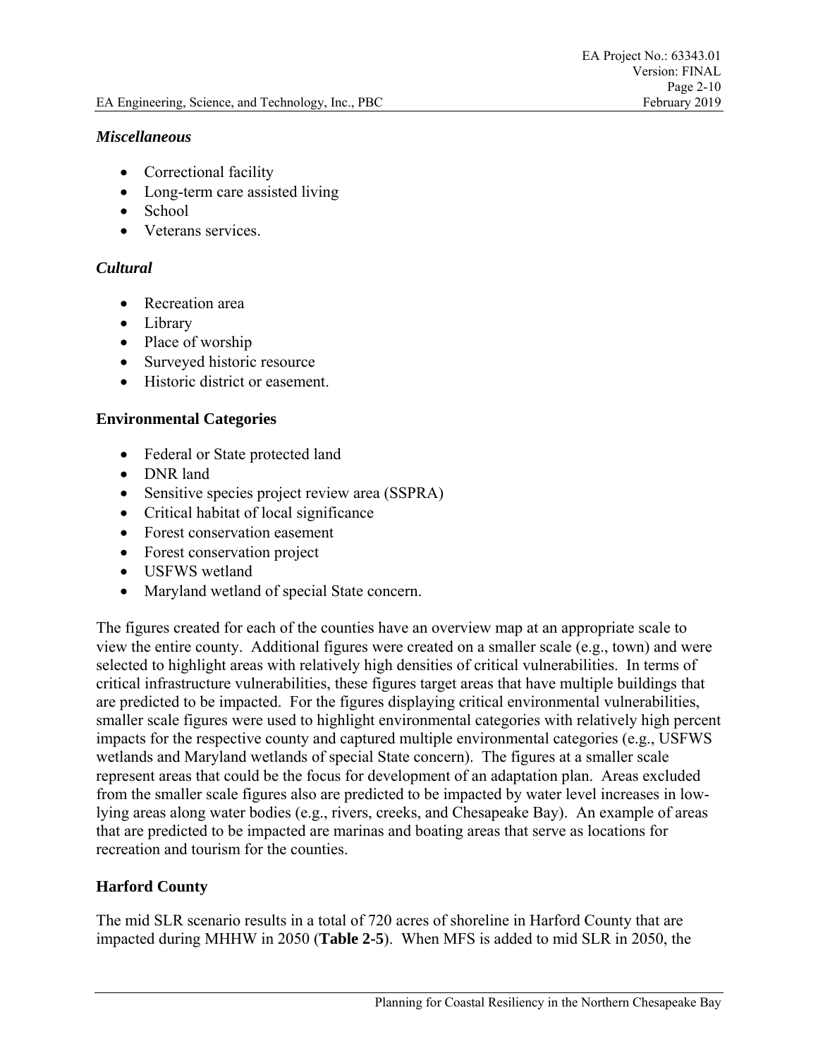### *Miscellaneous*

- Correctional facility
- Long-term care assisted living
- School
- Veterans services.

### *Cultural*

- Recreation area
- Library
- Place of worship
- Surveyed historic resource
- Historic district or easement.

**Environmental Categories**

- Federal or State protected land
- DNR land
- Sensitive species project review area (SSPRA)
- Critical habitat of local significance
- Forest conservation easement
- Forest conservation project
- USFWS wetland
- Maryland wetland of special State concern.

The figures created for each of the counties have an overview map at an appropriate scale to view the entire county. Additional figures were created on a smaller scale (e.g., town) and were selected to highlight areas with relatively high densities of critical vulnerabilities. In terms of critical infrastructure vulnerabilities, these figures target areas that have multiple buildings that are predicted to be impacted. For the figures displaying critical environmental vulnerabilities, smaller scale figures were used to highlight environmental categories with relatively high percent impacts for the respective county and captured multiple environmental categories (e.g., USFWS wetlands and Maryland wetlands of special State concern). The figures at a smaller scale represent areas that could be the focus for development of an adaptation plan. Areas excluded from the smaller scale figures also are predicted to be impacted by water level increases in low-lying areas along water bodies (e.g., rivers, creeks, and Chesapeake Bay). An example of areas that are predicted to be impacted are marinas and boating areas that serve as locations for recreation and tourism for the counties.

**Harford County**

The mid SLR scenario results in a total of 720 acres of shoreline in Harford County that are impacted during MHHW in 2050 (**Table 2-5**). When MFS is added to mid SLR in 2050, the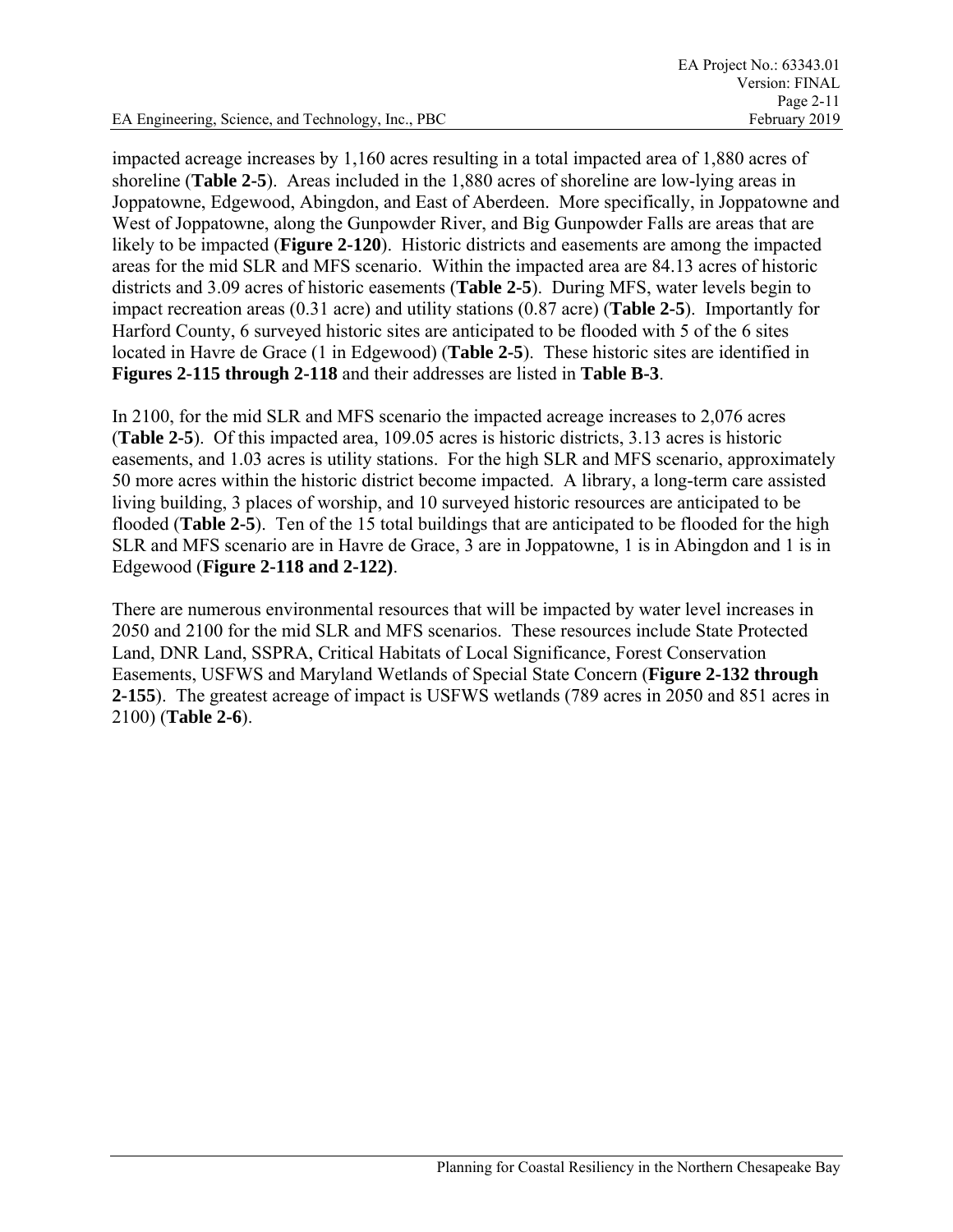impacted acreage increases by 1,160 acres resulting in a total impacted area of 1,880 acres of shoreline (**Table 2-5**). Areas included in the 1,880 acres of shoreline are low-lying areas in Joppatowne, Edgewood, Abingdon, and East of Aberdeen. More specifically, in Joppatowne and West of Joppatowne, along the Gunpowder River, and Big Gunpowder Falls are areas that are likely to be impacted (**Figure 2-120**). Historic districts and easements are among the impacted areas for the mid SLR and MFS scenario. Within the impacted area are 84.13 acres of historic districts and 3.09 acres of historic easements (**Table 2-5**). During MFS, water levels begin to impact recreation areas (0.31 acre) and utility stations (0.87 acre) (**Table 2-5**). Importantly for Harford County, 6 surveyed historic sites are anticipated to be flooded with 5 of the 6 sites located in Havre de Grace (1 in Edgewood) (**Table 2-5**). These historic sites are identified in **Figures 2-115 through 2-118** and their addresses are listed in **Table B-3**.

In 2100, for the mid SLR and MFS scenario the impacted acreage increases to 2,076 acres (**Table 2-5**). Of this impacted area, 109.05 acres is historic districts, 3.13 acres is historic easements, and 1.03 acres is utility stations. For the high SLR and MFS scenario, approximately 50 more acres within the historic district become impacted. A library, a long-term care assisted living building, 3 places of worship, and 10 surveyed historic resources are anticipated to be flooded (**Table 2-5**). Ten of the 15 total buildings that are anticipated to be flooded for the high SLR and MFS scenario are in Havre de Grace, 3 are in Joppatowne, 1 is in Abingdon and 1 is in Edgewood (**Figure 2-118 and 2-122)**.

There are numerous environmental resources that will be impacted by water level increases in 2050 and 2100 for the mid SLR and MFS scenarios. These resources include State Protected Land, DNR Land, SSPRA, Critical Habitats of Local Significance, Forest Conservation Easements, USFWS and Maryland Wetlands of Special State Concern (**Figure 2-132 through 2-155**). The greatest acreage of impact is USFWS wetlands (789 acres in 2050 and 851 acres in 2100) (**Table 2-6**).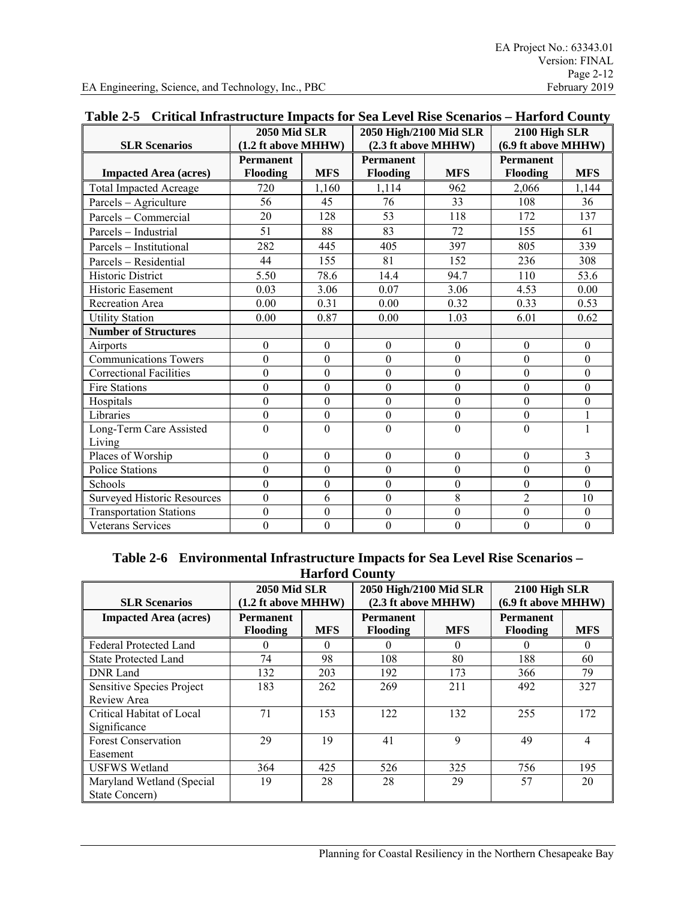**Table 2-5 Critical Infrastructure Impacts for Sea Level Rise Scenarios – Harford County**

| SLR Scenarios | 2050 Mid SLR (1.2 ft above MHHW) | | 2050 High/2100 Mid SLR (2.3 ft above MHHW) | | 2100 High SLR (6.9 ft above MHHW) | |
|---|---|---|---|---|---|---|
| **Impacted Area (acres)** | **Permanent Flooding** | **MFS** | **Permanent Flooding** | **MFS** | **Permanent Flooding** | **MFS** |
| Total Impacted Acreage | 720 | 1,160 | 1,114 | 962 | 2,066 | 1,144 |
| Parcels – Agriculture | 56 | 45 | 76 | 33 | 108 | 36 |
| Parcels – Commercial | 20 | 128 | 53 | 118 | 172 | 137 |
| Parcels – Industrial | 51 | 88 | 83 | 72 | 155 | 61 |
| Parcels – Institutional | 282 | 445 | 405 | 397 | 805 | 339 |
| Parcels – Residential | 44 | 155 | 81 | 152 | 236 | 308 |
| Historic District | 5.50 | 78.6 | 14.4 | 94.7 | 110 | 53.6 |
| Historic Easement | 0.03 | 3.06 | 0.07 | 3.06 | 4.53 | 0.00 |
| Recreation Area | 0.00 | 0.31 | 0.00 | 0.32 | 0.33 | 0.53 |
| Utility Station | 0.00 | 0.87 | 0.00 | 1.03 | 6.01 | 0.62 |
| **Number of Structures** | | | | | | |
| Airports | 0 | 0 | 0 | 0 | 0 | 0 |
| Communications Towers | 0 | 0 | 0 | 0 | 0 | 0 |
| Correctional Facilities | 0 | 0 | 0 | 0 | 0 | 0 |
| Fire Stations | 0 | 0 | 0 | 0 | 0 | 0 |
| Hospitals | 0 | 0 | 0 | 0 | 0 | 0 |
| Libraries | 0 | 0 | 0 | 0 | 0 | 1 |
| Long-Term Care Assisted Living | 0 | 0 | 0 | 0 | 0 | 1 |
| Places of Worship | 0 | 0 | 0 | 0 | 0 | 3 |
| Police Stations | 0 | 0 | 0 | 0 | 0 | 0 |
| Schools | 0 | 0 | 0 | 0 | 0 | 0 |
| Surveyed Historic Resources | 0 | 6 | 0 | 8 | 2 | 10 |
| Transportation Stations | 0 | 0 | 0 | 0 | 0 | 0 |
| Veterans Services | 0 | 0 | 0 | 0 | 0 | 0 |

**Table 2-6 Environmental Infrastructure Impacts for Sea Level Rise Scenarios – Harford County**

| SLR Scenarios | 2050 Mid SLR (1.2 ft above MHHW) | | 2050 High/2100 Mid SLR (2.3 ft above MHHW) | | 2100 High SLR (6.9 ft above MHHW) | |
|---|---|---|---|---|---|---|
| **Impacted Area (acres)** | **Permanent Flooding** | **MFS** | **Permanent Flooding** | **MFS** | **Permanent Flooding** | **MFS** |
| Federal Protected Land | 0 | 0 | 0 | 0 | 0 | 0 |
| State Protected Land | 74 | 98 | 108 | 80 | 188 | 60 |
| DNR Land | 132 | 203 | 192 | 173 | 366 | 79 |
| Sensitive Species Project Review Area | 183 | 262 | 269 | 211 | 492 | 327 |
| Critical Habitat of Local Significance | 71 | 153 | 122 | 132 | 255 | 172 |
| Forest Conservation Easement | 29 | 19 | 41 | 9 | 49 | 4 |
| USFWS Wetland | 364 | 425 | 526 | 325 | 756 | 195 |
| Maryland Wetland (Special State Concern) | 19 | 28 | 28 | 29 | 57 | 20 |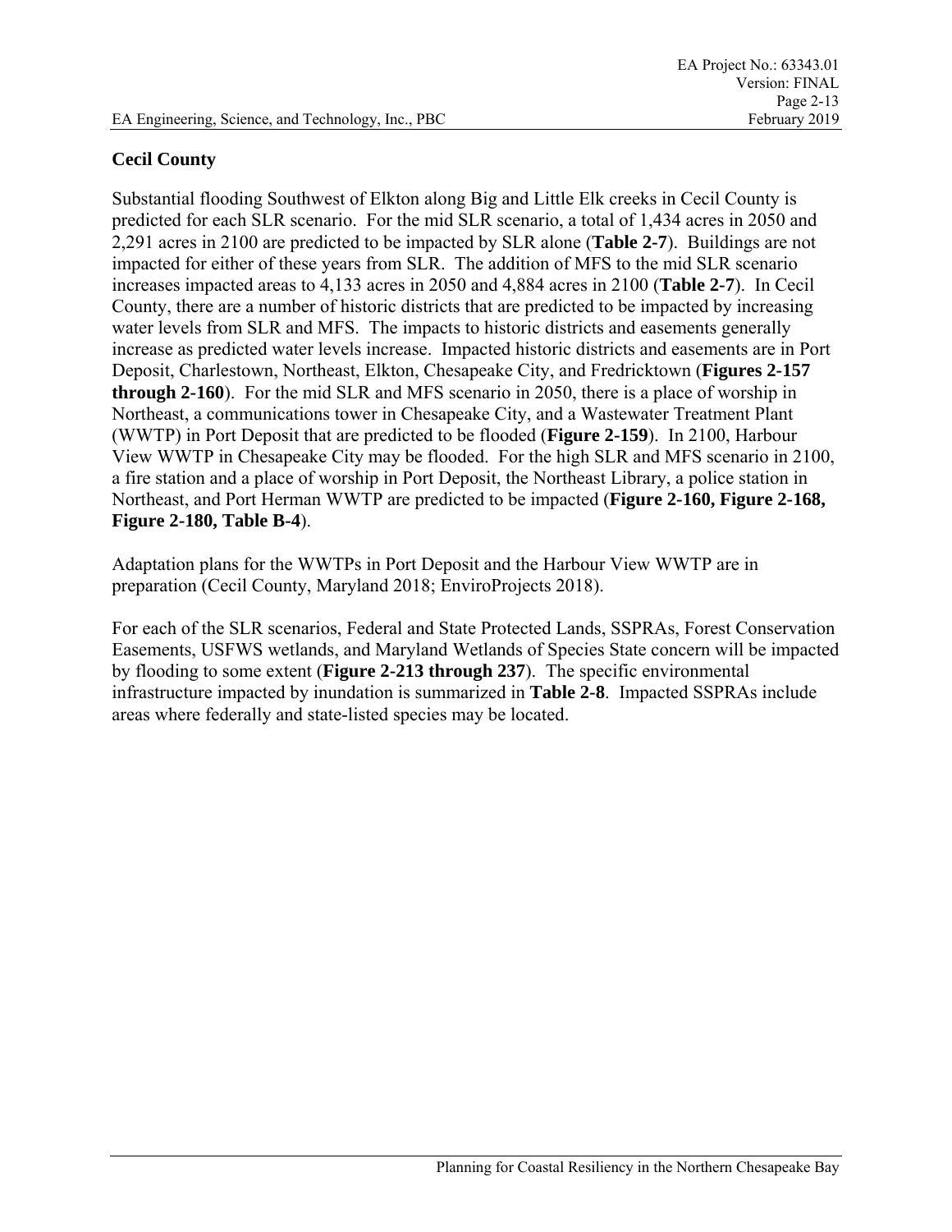## Cecil County

Substantial flooding Southwest of Elkton along Big and Little Elk creeks in Cecil County is predicted for each SLR scenario. For the mid SLR scenario, a total of 1,434 acres in 2050 and 2,291 acres in 2100 are predicted to be impacted by SLR alone (**Table 2-7**). Buildings are not impacted for either of these years from SLR. The addition of MFS to the mid SLR scenario increases impacted areas to 4,133 acres in 2050 and 4,884 acres in 2100 (**Table 2-7**). In Cecil County, there are a number of historic districts that are predicted to be impacted by increasing water levels from SLR and MFS. The impacts to historic districts and easements generally increase as predicted water levels increase. Impacted historic districts and easements are in Port Deposit, Charlestown, Northeast, Elkton, Chesapeake City, and Fredricktown (**Figures 2-157 through 2-160**). For the mid SLR and MFS scenario in 2050, there is a place of worship in Northeast, a communications tower in Chesapeake City, and a Wastewater Treatment Plant (WWTP) in Port Deposit that are predicted to be flooded (**Figure 2-159**). In 2100, Harbour View WWTP in Chesapeake City may be flooded. For the high SLR and MFS scenario in 2100, a fire station and a place of worship in Port Deposit, the Northeast Library, a police station in Northeast, and Port Herman WWTP are predicted to be impacted (**Figure 2-160, Figure 2-168, Figure 2-180, Table B-4**).

Adaptation plans for the WWTPs in Port Deposit and the Harbour View WWTP are in preparation (Cecil County, Maryland 2018; EnviroProjects 2018).

For each of the SLR scenarios, Federal and State Protected Lands, SSPRAs, Forest Conservation Easements, USFWS wetlands, and Maryland Wetlands of Species State concern will be impacted by flooding to some extent (**Figure 2-213 through 237**). The specific environmental infrastructure impacted by inundation is summarized in **Table 2-8**. Impacted SSPRAs include areas where federally and state-listed species may be located.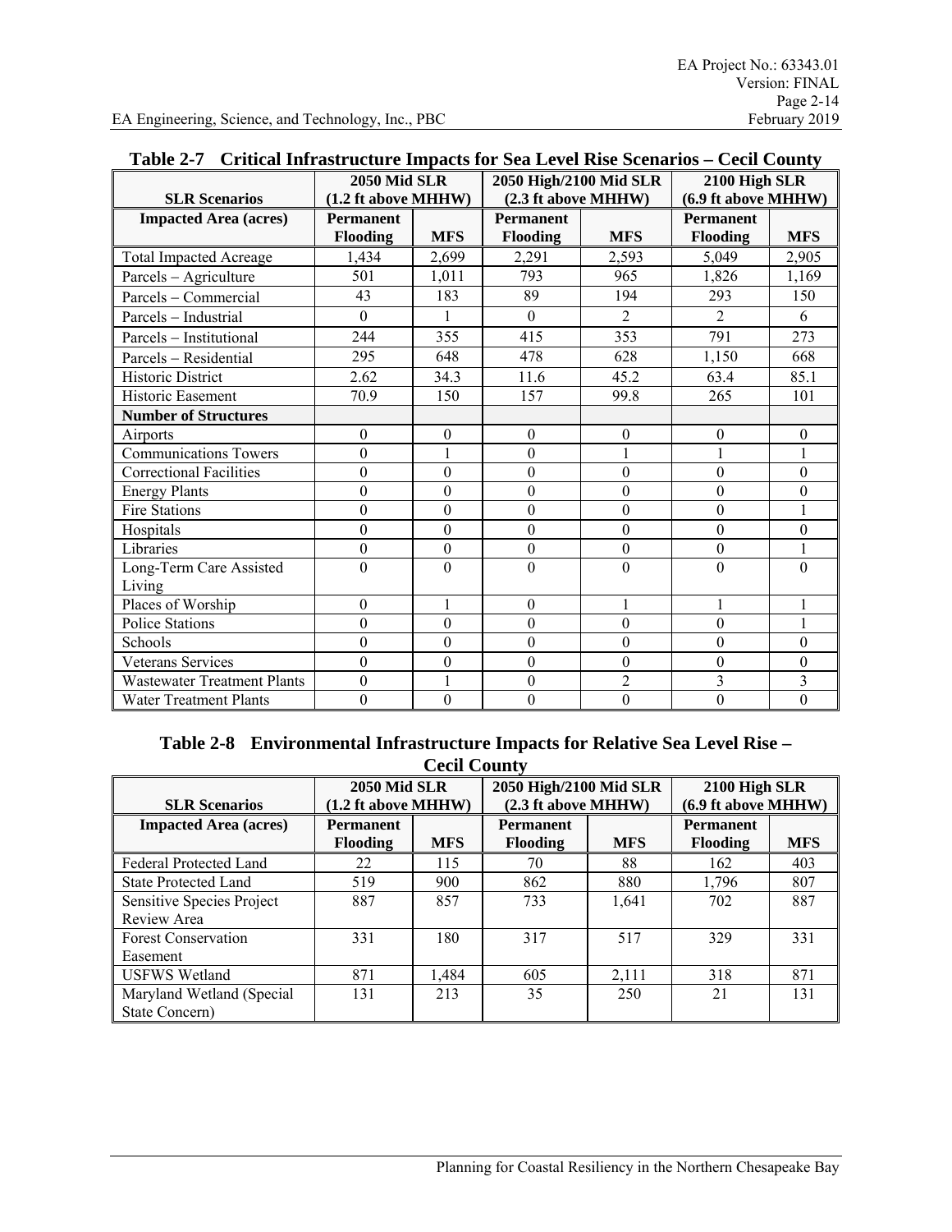**Table 2-7 Critical Infrastructure Impacts for Sea Level Rise Scenarios – Cecil County**

| SLR Scenarios | 2050 Mid SLR (1.2 ft above MHHW) | | 2050 High/2100 Mid SLR (2.3 ft above MHHW) | | 2100 High SLR (6.9 ft above MHHW) | |
|---|---|---|---|---|---|---|
| **Impacted Area (acres)** | **Permanent Flooding** | **MFS** | **Permanent Flooding** | **MFS** | **Permanent Flooding** | **MFS** |
| Total Impacted Acreage | 1,434 | 2,699 | 2,291 | 2,593 | 5,049 | 2,905 |
| Parcels – Agriculture | 501 | 1,011 | 793 | 965 | 1,826 | 1,169 |
| Parcels – Commercial | 43 | 183 | 89 | 194 | 293 | 150 |
| Parcels – Industrial | 0 | 1 | 0 | 2 | 2 | 6 |
| Parcels – Institutional | 244 | 355 | 415 | 353 | 791 | 273 |
| Parcels – Residential | 295 | 648 | 478 | 628 | 1,150 | 668 |
| Historic District | 2.62 | 34.3 | 11.6 | 45.2 | 63.4 | 85.1 |
| Historic Easement | 70.9 | 150 | 157 | 99.8 | 265 | 101 |
| **Number of Structures** | | | | | | |
| Airports | 0 | 0 | 0 | 0 | 0 | 0 |
| Communications Towers | 0 | 1 | 0 | 1 | 1 | 1 |
| Correctional Facilities | 0 | 0 | 0 | 0 | 0 | 0 |
| Energy Plants | 0 | 0 | 0 | 0 | 0 | 0 |
| Fire Stations | 0 | 0 | 0 | 0 | 0 | 1 |
| Hospitals | 0 | 0 | 0 | 0 | 0 | 0 |
| Libraries | 0 | 0 | 0 | 0 | 0 | 1 |
| Long-Term Care Assisted Living | 0 | 0 | 0 | 0 | 0 | 0 |
| Places of Worship | 0 | 1 | 0 | 1 | 1 | 1 |
| Police Stations | 0 | 0 | 0 | 0 | 0 | 1 |
| Schools | 0 | 0 | 0 | 0 | 0 | 0 |
| Veterans Services | 0 | 0 | 0 | 0 | 0 | 0 |
| Wastewater Treatment Plants | 0 | 1 | 0 | 2 | 3 | 3 |
| Water Treatment Plants | 0 | 0 | 0 | 0 | 0 | 0 |

**Table 2-8 Environmental Infrastructure Impacts for Relative Sea Level Rise – Cecil County**

| SLR Scenarios | 2050 Mid SLR (1.2 ft above MHHW) | | 2050 High/2100 Mid SLR (2.3 ft above MHHW) | | 2100 High SLR (6.9 ft above MHHW) | |
|---|---|---|---|---|---|---|
| **Impacted Area (acres)** | **Permanent Flooding** | **MFS** | **Permanent Flooding** | **MFS** | **Permanent Flooding** | **MFS** |
| Federal Protected Land | 22 | 115 | 70 | 88 | 162 | 403 |
| State Protected Land | 519 | 900 | 862 | 880 | 1,796 | 807 |
| Sensitive Species Project Review Area | 887 | 857 | 733 | 1,641 | 702 | 887 |
| Forest Conservation Easement | 331 | 180 | 317 | 517 | 329 | 331 |
| USFWS Wetland | 871 | 1,484 | 605 | 2,111 | 318 | 871 |
| Maryland Wetland (Special State Concern) | 131 | 213 | 35 | 250 | 21 | 131 |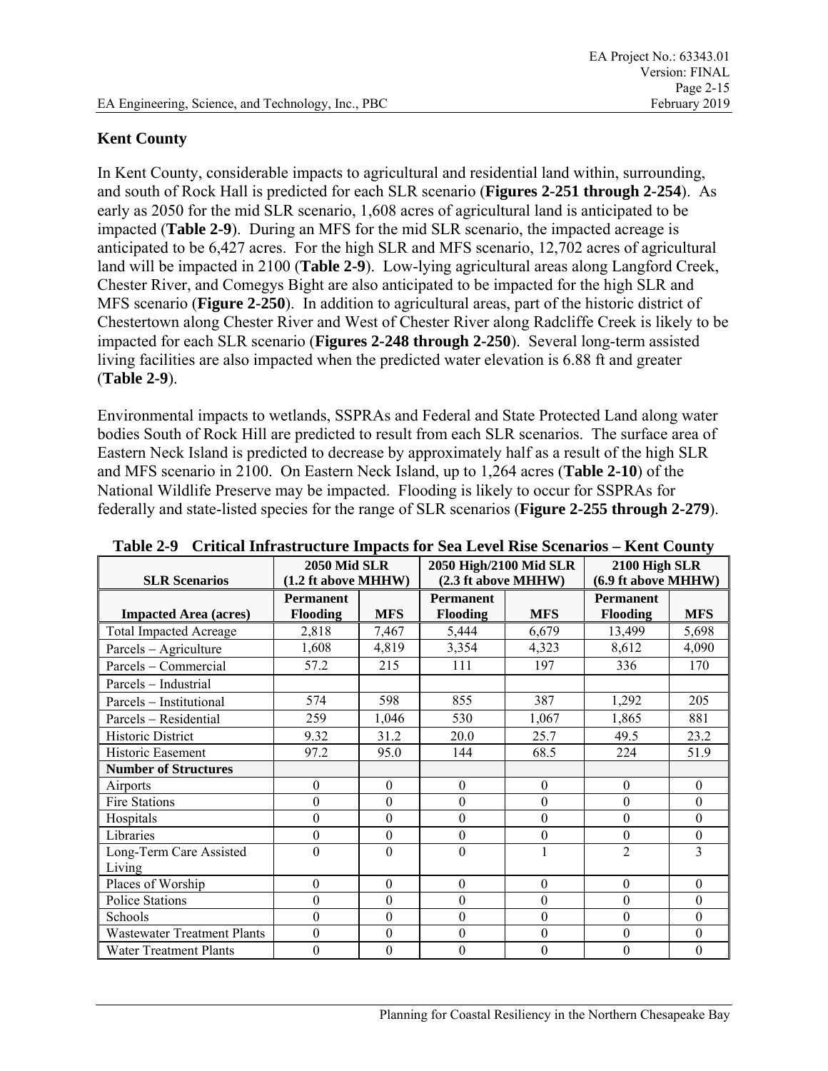## Kent County

In Kent County, considerable impacts to agricultural and residential land within, surrounding, and south of Rock Hall is predicted for each SLR scenario (**Figures 2-251 through 2-254**). As early as 2050 for the mid SLR scenario, 1,608 acres of agricultural land is anticipated to be impacted (**Table 2-9**). During an MFS for the mid SLR scenario, the impacted acreage is anticipated to be 6,427 acres. For the high SLR and MFS scenario, 12,702 acres of agricultural land will be impacted in 2100 (**Table 2-9**). Low-lying agricultural areas along Langford Creek, Chester River, and Comegys Bight are also anticipated to be impacted for the high SLR and MFS scenario (**Figure 2-250**). In addition to agricultural areas, part of the historic district of Chestertown along Chester River and West of Chester River along Radcliffe Creek is likely to be impacted for each SLR scenario (**Figures 2-248 through 2-250**). Several long-term assisted living facilities are also impacted when the predicted water elevation is 6.88 ft and greater (**Table 2-9**).

Environmental impacts to wetlands, SSPRAs and Federal and State Protected Land along water bodies South of Rock Hill are predicted to result from each SLR scenarios. The surface area of Eastern Neck Island is predicted to decrease by approximately half as a result of the high SLR and MFS scenario in 2100. On Eastern Neck Island, up to 1,264 acres (**Table 2-10**) of the National Wildlife Preserve may be impacted. Flooding is likely to occur for SSPRAs for federally and state-listed species for the range of SLR scenarios (**Figure 2-255 through 2-279**).

**Table 2-9 Critical Infrastructure Impacts for Sea Level Rise Scenarios – Kent County**

| SLR Scenarios | 2050 Mid SLR (1.2 ft above MHHW) | | 2050 High/2100 Mid SLR (2.3 ft above MHHW) | | 2100 High SLR (6.9 ft above MHHW) | |
|---|---|---|---|---|---|---|
| **Impacted Area (acres)** | **Permanent Flooding** | **MFS** | **Permanent Flooding** | **MFS** | **Permanent Flooding** | **MFS** |
| Total Impacted Acreage | 2,818 | 7,467 | 5,444 | 6,679 | 13,499 | 5,698 |
| Parcels – Agriculture | 1,608 | 4,819 | 3,354 | 4,323 | 8,612 | 4,090 |
| Parcels – Commercial | 57.2 | 215 | 111 | 197 | 336 | 170 |
| Parcels – Industrial | | | | | | |
| Parcels – Institutional | 574 | 598 | 855 | 387 | 1,292 | 205 |
| Parcels – Residential | 259 | 1,046 | 530 | 1,067 | 1,865 | 881 |
| Historic District | 9.32 | 31.2 | 20.0 | 25.7 | 49.5 | 23.2 |
| Historic Easement | 97.2 | 95.0 | 144 | 68.5 | 224 | 51.9 |
| **Number of Structures** | | | | | | |
| Airports | 0 | 0 | 0 | 0 | 0 | 0 |
| Fire Stations | 0 | 0 | 0 | 0 | 0 | 0 |
| Hospitals | 0 | 0 | 0 | 0 | 0 | 0 |
| Libraries | 0 | 0 | 0 | 0 | 0 | 0 |
| Long-Term Care Assisted Living | 0 | 0 | 0 | 1 | 2 | 3 |
| Places of Worship | 0 | 0 | 0 | 0 | 0 | 0 |
| Police Stations | 0 | 0 | 0 | 0 | 0 | 0 |
| Schools | 0 | 0 | 0 | 0 | 0 | 0 |
| Wastewater Treatment Plants | 0 | 0 | 0 | 0 | 0 | 0 |
| Water Treatment Plants | 0 | 0 | 0 | 0 | 0 | 0 |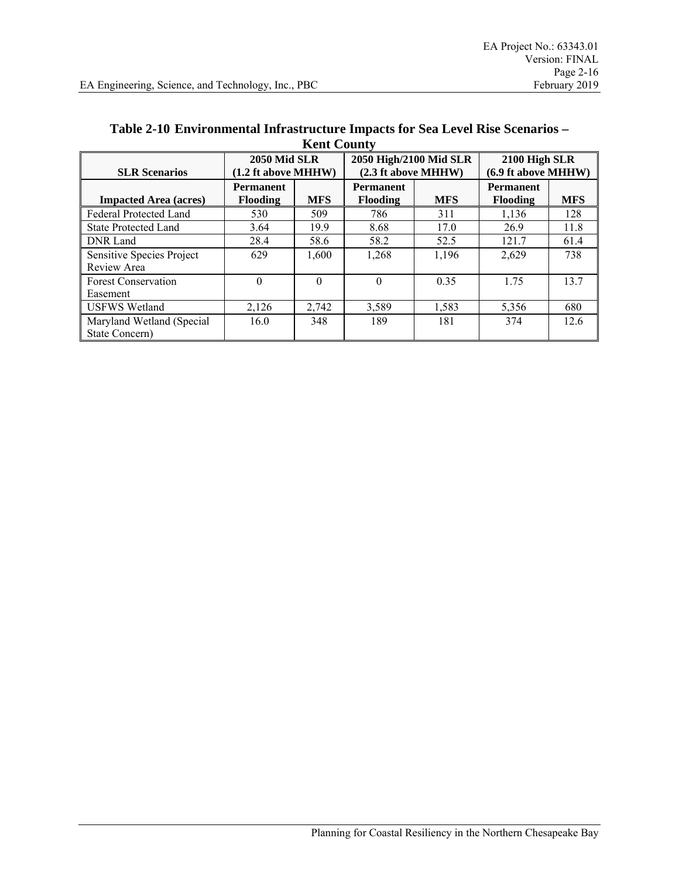**Table 2-10 Environmental Infrastructure Impacts for Sea Level Rise Scenarios – Kent County**

| SLR Scenarios | 2050 Mid SLR (1.2 ft above MHHW) | | 2050 High/2100 Mid SLR (2.3 ft above MHHW) | | 2100 High SLR (6.9 ft above MHHW) | |
|---|---|---|---|---|---|---|
| **Impacted Area (acres)** | **Permanent Flooding** | **MFS** | **Permanent Flooding** | **MFS** | **Permanent Flooding** | **MFS** |
| Federal Protected Land | 530 | 509 | 786 | 311 | 1,136 | 128 |
| State Protected Land | 3.64 | 19.9 | 8.68 | 17.0 | 26.9 | 11.8 |
| DNR Land | 28.4 | 58.6 | 58.2 | 52.5 | 121.7 | 61.4 |
| Sensitive Species Project Review Area | 629 | 1,600 | 1,268 | 1,196 | 2,629 | 738 |
| Forest Conservation Easement | 0 | 0 | 0 | 0.35 | 1.75 | 13.7 |
| USFWS Wetland | 2,126 | 2,742 | 3,589 | 1,583 | 5,356 | 680 |
| Maryland Wetland (Special State Concern) | 16.0 | 348 | 189 | 181 | 374 | 12.6 |